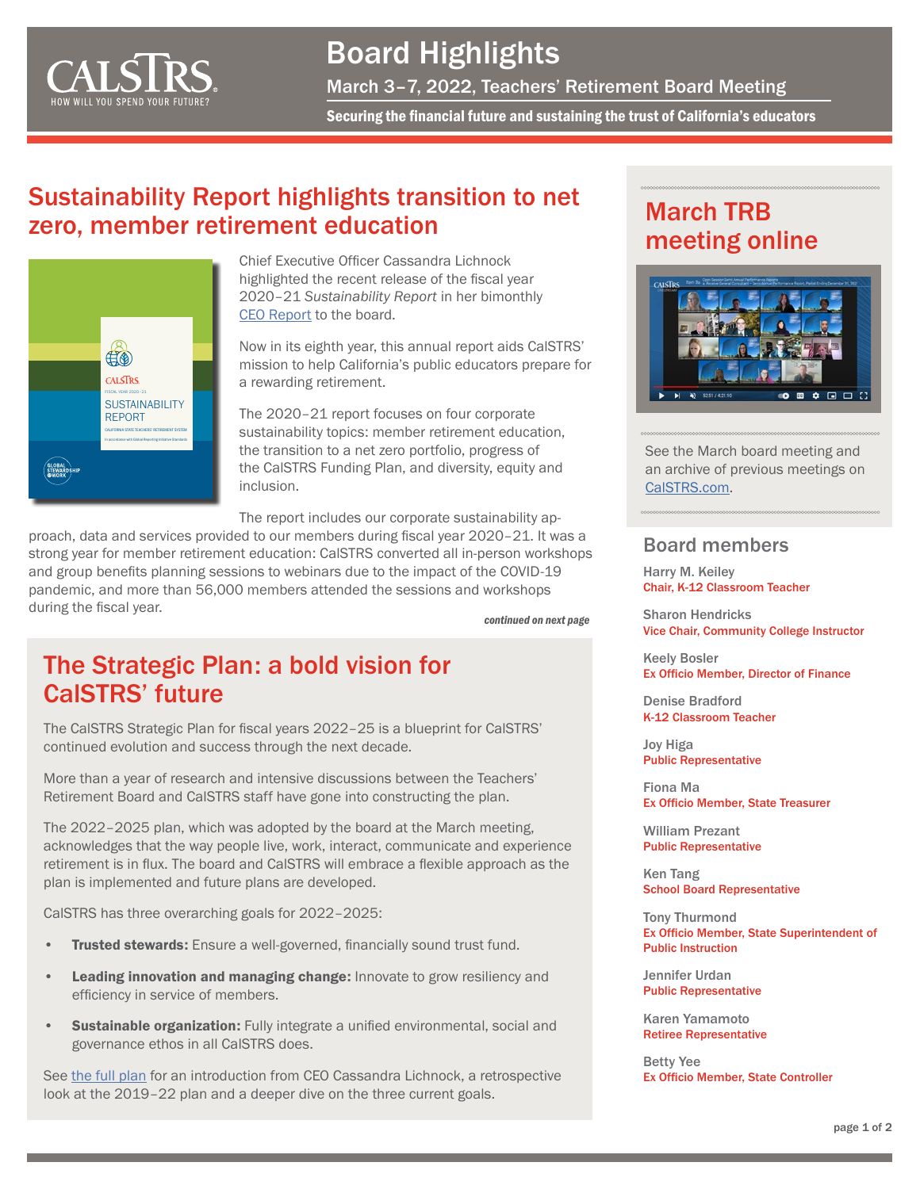# Board Highlights

March 3–7, 2022, Teachers' Retirement Board Meeting

**Securing the financial future and sustaining the trust of California's educators**

## Sustainability Report highlights transition to net zero, member retirement education

Chief Executive Officer Cassandra Lichnock highlighted the recent release of the fiscal year 2020–21 *Sustainability Report* in her bimonthly [CEO Report] to the board.

Now in its eighth year, this annual report aids CalSTRS' mission to help California's public educators prepare for a rewarding retirement.

The 2020–21 report focuses on four corporate sustainability topics: member retirement education, the transition to a net zero portfolio, progress of the CalSTRS Funding Plan, and diversity, equity and inclusion.

The report includes our corporate sustainability approach, data and services provided to our members during fiscal year 2020–21. It was a strong year for member retirement education: CalSTRS converted all in-person workshops and group benefits planning sessions to webinars due to the impact of the COVID-19 pandemic, and more than 56,000 members attended the sessions and workshops during the fiscal year.

***continued on next page***

## The Strategic Plan: a bold vision for CalSTRS' future

The CalSTRS Strategic Plan for fiscal years 2022–25 is a blueprint for CalSTRS' continued evolution and success through the next decade.

More than a year of research and intensive discussions between the Teachers' Retirement Board and CalSTRS staff have gone into constructing the plan.

The 2022–2025 plan, which was adopted by the board at the March meeting, acknowledges that the way people live, work, interact, communicate and experience retirement is in flux. The board and CalSTRS will embrace a flexible approach as the plan is implemented and future plans are developed.

CalSTRS has three overarching goals for 2022–2025:

- **Trusted stewards:** Ensure a well-governed, financially sound trust fund.
- **Leading innovation and managing change:** Innovate to grow resiliency and efficiency in service of members.
- **Sustainable organization:** Fully integrate a unified environmental, social and governance ethos in all CalSTRS does.

See [the full plan] for an introduction from CEO Cassandra Lichnock, a retrospective look at the 2019–22 plan and a deeper dive on the three current goals.

## March TRB meeting online

See the March board meeting and an archive of previous meetings on [CalSTRS.com].

## Board members

**Harry M. Keiley**
Chair, K-12 Classroom Teacher

**Sharon Hendricks**
Vice Chair, Community College Instructor

**Keely Bosler**
Ex Officio Member, Director of Finance

**Denise Bradford**
K-12 Classroom Teacher

**Joy Higa**
Public Representative

**Fiona Ma**
Ex Officio Member, State Treasurer

**William Prezant**
Public Representative

**Ken Tang**
School Board Representative

**Tony Thurmond**
Ex Officio Member, State Superintendent of Public Instruction

**Jennifer Urdan**
Public Representative

**Karen Yamamoto**
Retiree Representative

**Betty Yee**
Ex Officio Member, State Controller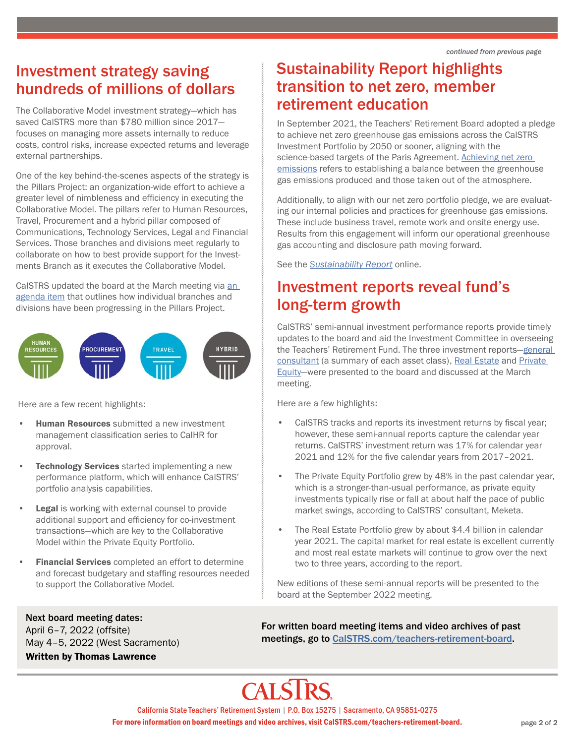*continued from previous page*

## Investment strategy saving hundreds of millions of dollars

The Collaborative Model investment strategy—which has saved CalSTRS more than $780 million since 2017—focuses on managing more assets internally to reduce costs, control risks, increase expected returns and leverage external partnerships.

One of the key behind-the-scenes aspects of the strategy is the Pillars Project: an organization-wide effort to achieve a greater level of nimbleness and efficiency in executing the Collaborative Model. The pillars refer to Human Resources, Travel, Procurement and a hybrid pillar composed of Communications, Technology Services, Legal and Financial Services. Those branches and divisions meet regularly to collaborate on how to best provide support for the Investments Branch as it executes the Collaborative Model.

CalSTRS updated the board at the March meeting via an agenda item that outlines how individual branches and divisions have been progressing in the Pillars Project.

HUMAN RESOURCES
PROCUREMENT
TRAVEL
HYBRID

Here are a few recent highlights:

- **Human Resources** submitted a new investment management classification series to CalHR for approval.
- **Technology Services** started implementing a new performance platform, which will enhance CalSTRS' portfolio analysis capabilities.
- **Legal** is working with external counsel to provide additional support and efficiency for co-investment transactions—which are key to the Collaborative Model within the Private Equity Portfolio.
- **Financial Services** completed an effort to determine and forecast budgetary and staffing resources needed to support the Collaborative Model.

## Sustainability Report highlights transition to net zero, member retirement education

In September 2021, the Teachers' Retirement Board adopted a pledge to achieve net zero greenhouse gas emissions across the CalSTRS Investment Portfolio by 2050 or sooner, aligning with the science-based targets of the Paris Agreement. Achieving net zero emissions refers to establishing a balance between the greenhouse gas emissions produced and those taken out of the atmosphere.

Additionally, to align with our net zero portfolio pledge, we are evaluating our internal policies and practices for greenhouse gas emissions. These include business travel, remote work and onsite energy use. Results from this engagement will inform our operational greenhouse gas accounting and disclosure path moving forward.

See the *Sustainability Report* online.

## Investment reports reveal fund's long-term growth

CalSTRS' semi-annual investment performance reports provide timely updates to the board and aid the Investment Committee in overseeing the Teachers' Retirement Fund. The three investment reports—general consultant (a summary of each asset class), Real Estate and Private Equity—were presented to the board and discussed at the March meeting.

Here are a few highlights:

- CalSTRS tracks and reports its investment returns by fiscal year; however, these semi-annual reports capture the calendar year returns. CalSTRS' investment return was 17% for calendar year 2021 and 12% for the five calendar years from 2017–2021.
- The Private Equity Portfolio grew by 48% in the past calendar year, which is a stronger-than-usual performance, as private equity investments typically rise or fall at about half the pace of public market swings, according to CalSTRS' consultant, Meketa.
- The Real Estate Portfolio grew by about $4.4 billion in calendar year 2021. The capital market for real estate is excellent currently and most real estate markets will continue to grow over the next two to three years, according to the report.

New editions of these semi-annual reports will be presented to the board at the September 2022 meeting.

**Next board meeting dates:**
April 6–7, 2022 (offsite)
May 4–5, 2022 (West Sacramento)
**Written by Thomas Lawrence**

**For written board meeting items and video archives of past meetings, go to CalSTRS.com/teachers-retirement-board.**

CALSTRS

California State Teachers' Retirement System | P.O. Box 15275 | Sacramento, CA 95851-0275

**For more information on board meetings and video archives, visit CalSTRS.com/teachers-retirement-board.**